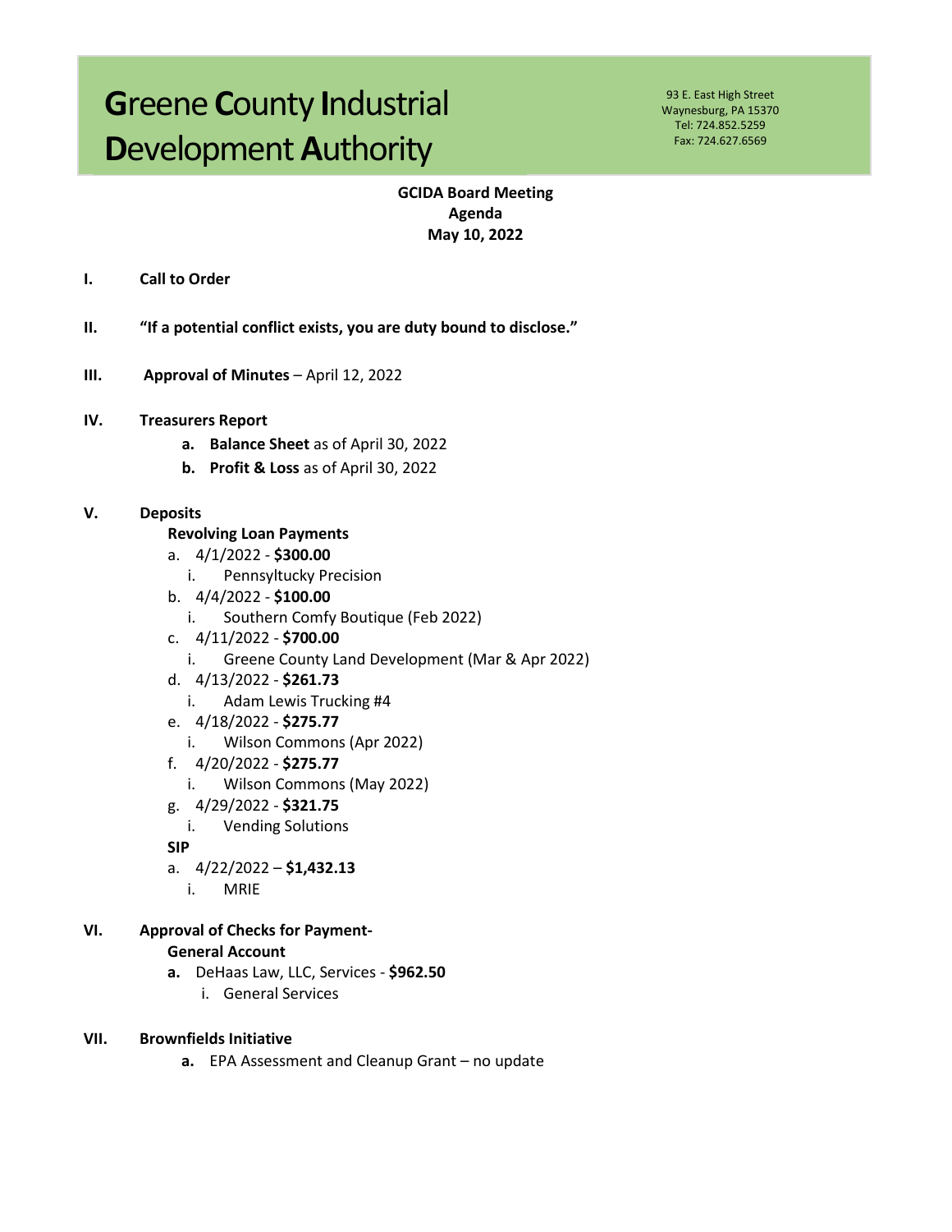# Greene County Industrial Development Authority

93 E. East High Street
Waynesburg, PA 15370
Tel: 724.852.5259
Fax: 724.627.6569

**GCIDA Board Meeting**
**Agenda**
**May 10, 2022**

**I. Call to Order**

**II. "If a potential conflict exists, you are duty bound to disclose."**

**III. Approval of Minutes** – April 12, 2022

**IV. Treasurers Report**

- **a. Balance Sheet** as of April 30, 2022
- **b. Profit & Loss** as of April 30, 2022

**V. Deposits**

**Revolving Loan Payments**

- a. 4/1/2022 - **$300.00**
  - i. Pennsyltucky Precision
- b. 4/4/2022 - **$100.00**
  - i. Southern Comfy Boutique (Feb 2022)
- c. 4/11/2022 - **$700.00**
  - i. Greene County Land Development (Mar & Apr 2022)
- d. 4/13/2022 - **$261.73**
  - i. Adam Lewis Trucking #4
- e. 4/18/2022 - **$275.77**
  - i. Wilson Commons (Apr 2022)
- f. 4/20/2022 - **$275.77**
  - i. Wilson Commons (May 2022)
- g. 4/29/2022 - **$321.75**
  - i. Vending Solutions

**SIP**

- a. 4/22/2022 – **$1,432.13**
  - i. MRIE

**VI. Approval of Checks for Payment-**

**General Account**

- **a.** DeHaas Law, LLC, Services - **$962.50**
  - i. General Services

**VII. Brownfields Initiative**

- **a.** EPA Assessment and Cleanup Grant – no update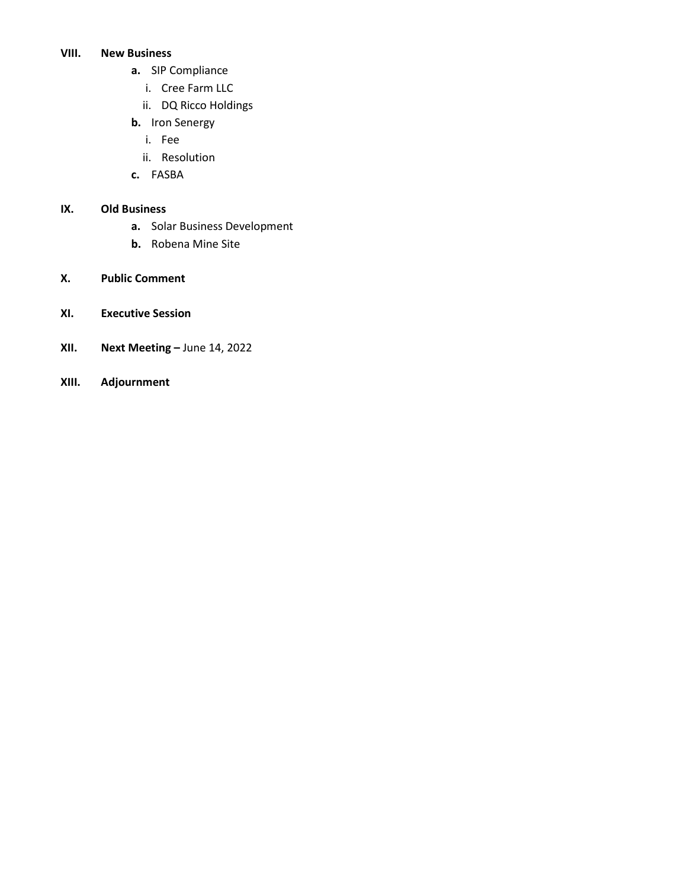**VIII. New Business**

- **a.** SIP Compliance
  - i. Cree Farm LLC
  - ii. DQ Ricco Holdings
- **b.** Iron Senergy
  - i. Fee
  - ii. Resolution
- **c.** FASBA

**IX. Old Business**

- **a.** Solar Business Development
- **b.** Robena Mine Site

**X. Public Comment**

**XI. Executive Session**

**XII. Next Meeting –** June 14, 2022

**XIII. Adjournment**